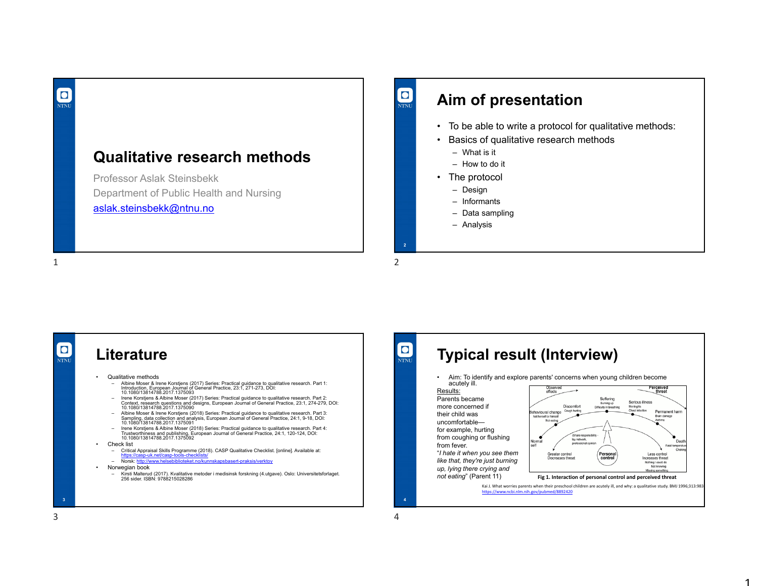# Qualitative research methods

Professor Aslak Steinsbekk

Department of Public Health and Nursing

aslak.steinsbekk@ntnu.no

## Aim of presentation

- To be able to write a protocol for qualitative methods:
- Basics of qualitative research methods
  - What is it
  - How to do it
- The protocol
  - Design
  - Informants
  - Data sampling
  - Analysis

## Literature

- Qualitative methods
  - Albine Moser & Irene Korstjens (2017) Series: Practical guidance to qualitative research. Part 1: Introduction, European Journal of General Practice, 23:1, 271-273, DOI: 10.1080/13814788.2017.1375093
  - Irene Korstjens & Albine Moser (2017) Series: Practical guidance to qualitative research. Part 2: Context, research questions and designs, European Journal of General Practice, 23:1, 274-279, DOI: 10.1080/13814788.2017.1375090
  - Albine Moser & Irene Korstjens (2018) Series: Practical guidance to qualitative research. Part 3: Sampling, data collection and analysis, European Journal of General Practice, 24:1, 9-18, DOI: 10.1080/13814788.2017.1375091
  - Irene Korstjens & Albine Moser (2018) Series: Practical guidance to qualitative research. Part 4: Trustworthiness and publishing, European Journal of General Practice, 24:1, 120-124, DOI: 10.1080/13814788.2017.1375092
- Check list
  - Critical Appraisal Skills Programme (2018). CASP Qualitative Checklist. [online]. Available at: https://casp-uk.net/casp-tools-checklists/
  - Norsk: http://www.helsebiblioteket.no/kunnskapsbasert-praksis/verktoy
- Norwegian book
  - Kirsti Malterud (2017). Kvalitative metoder i medisinsk forskning (4.utgave). Oslo: Universitetsforlaget. 256 sider. ISBN: 9788215028286

## Typical result (Interview)

- Aim: To identify and explore parents' concerns when young children become acutely ill.

Results:

Parents became more concerned if their child was uncomfortable—for example, hurting from coughing or flushing from fever.

"*I hate it when you see them like that, they're just burning up, lying there crying and not eating*" (Parent 11)

Observed effects
Perceived threat
Normal self
Behavioural change
Not herself or himself
Not eating
Discomfort
Cough hurting
Suffering
Burning up
Difficulty in breathing
Serious illness
Meningitis
Chest infection
Permanent harm
Brain damage
Asthma
Death
Fatal temperature
Choking
(Share responsibility - lay network, professional opinion
Personal control
Greater control
Decreases threat
Less control
Increases threat
Nothing I could do
Not knowing
Missing something

**Fig 1. Interaction of personal control and perceived threat**

Kai J. What worries parents when their preschool children are acutely ill, and why: a qualitative study. BMJ 1996;313:983
https://www.ncbi.nlm.nih.gov/pubmed/8892420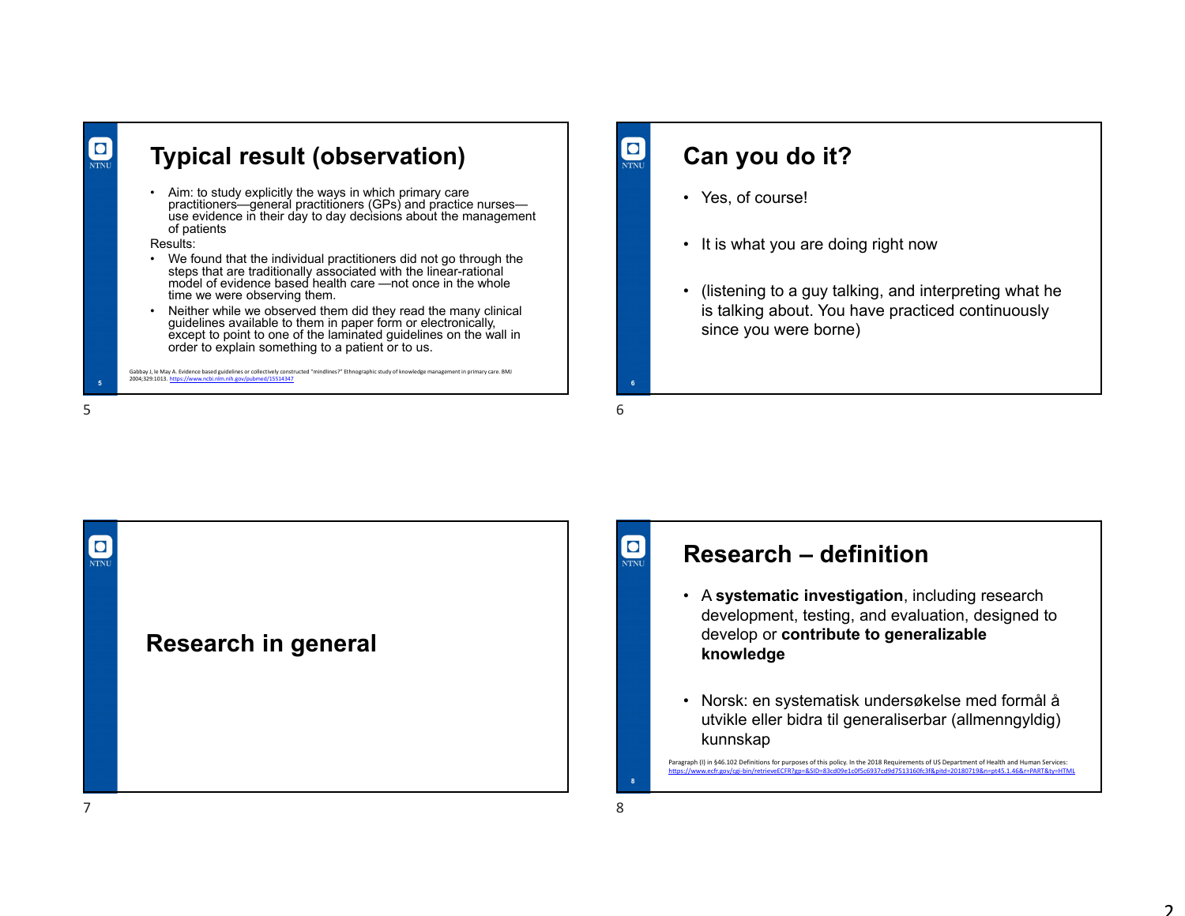## Typical result (observation)

- Aim: to study explicitly the ways in which primary care practitioners—general practitioners (GPs) and practice nurses—use evidence in their day to day decisions about the management of patients

Results:

- We found that the individual practitioners did not go through the steps that are traditionally associated with the linear-rational model of evidence based health care —not once in the whole time we were observing them.
- Neither while we observed them did they read the many clinical guidelines available to them in paper form or electronically, except to point to one of the laminated guidelines on the wall in order to explain something to a patient or to us.

Gabbay J, le May A. Evidence based guidelines or collectively constructed "mindlines?" Ethnographic study of knowledge management in primary care. BMJ 2004;329:1013. https://www.ncbi.nlm.nih.gov/pubmed/15514347

## Can you do it?

- Yes, of course!
- It is what you are doing right now
- (listening to a guy talking, and interpreting what he is talking about. You have practiced continuously since you were borne)

## Research in general

## Research – definition

- A **systematic investigation**, including research development, testing, and evaluation, designed to develop or **contribute to generalizable knowledge**
- Norsk: en systematisk undersøkelse med formål å utvikle eller bidra til generaliserbar (allmenngyldig) kunnskap

Paragraph (l) in §46.102 Definitions for purposes of this policy. In the 2018 Requirements of US Department of Health and Human Services: https://www.ecfr.gov/cgi-bin/retrieveECFR?gp=&SID=83cd09e1c0f5c6937cd9d7513160fc3f&pitd=20180719&n=pt45.1.46&r=PART&ty=HTML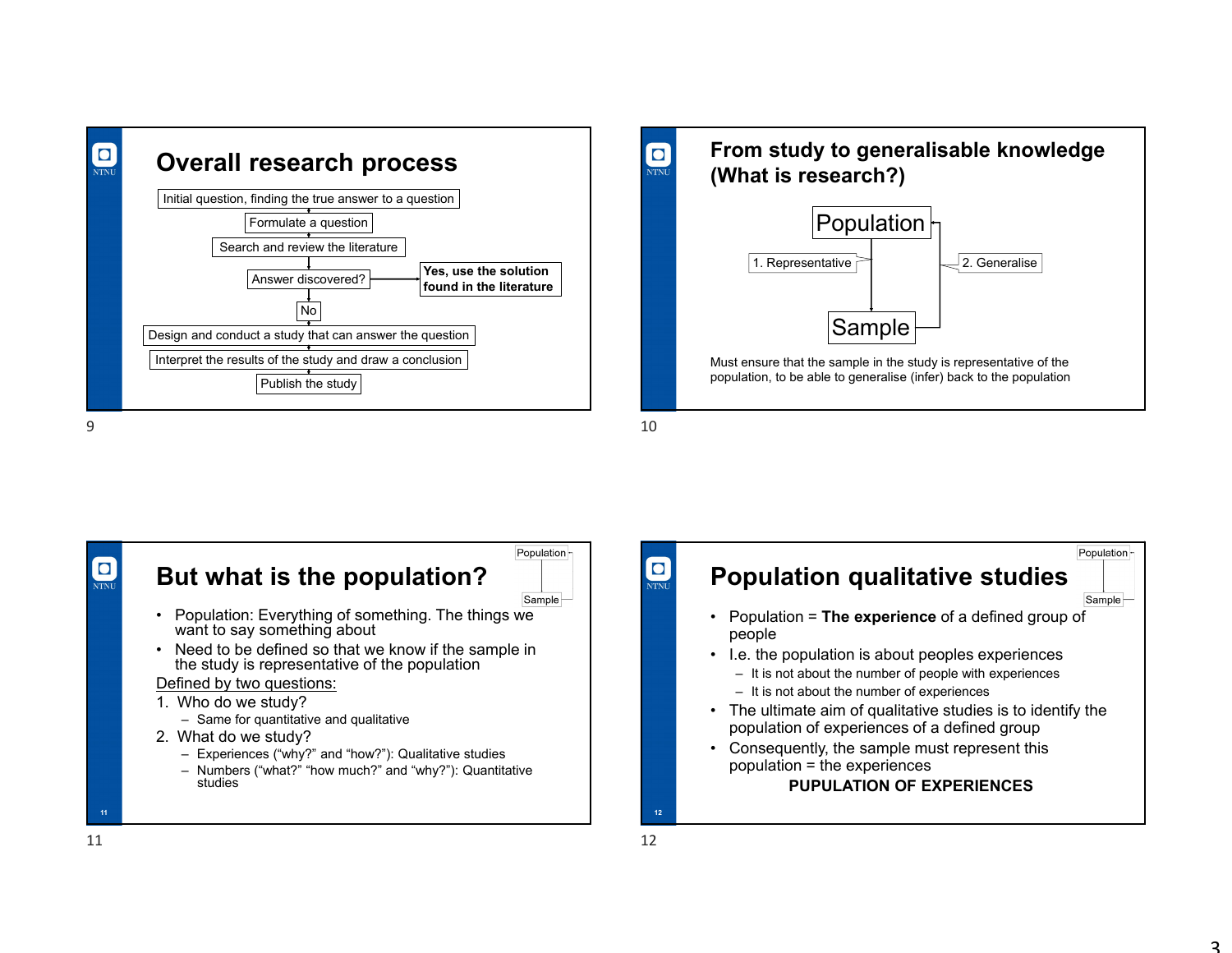# Overall research process

Initial question, finding the true answer to a question

Formulate a question

Search and review the literature

Answer discovered?

**Yes, use the solution found in the literature**

No

Design and conduct a study that can answer the question

Interpret the results of the study and draw a conclusion

Publish the study

# From study to generalisable knowledge (What is research?)

Population

1. Representative

2. Generalise

Sample

Must ensure that the sample in the study is representative of the population, to be able to generalise (infer) back to the population

# But what is the population?

Population

Sample

- Population: Everything of something. The things we want to say something about
- Need to be defined so that we know if the sample in the study is representative of the population

Defined by two questions:

1. Who do we study?
   - Same for quantitative and qualitative
2. What do we study?
   - Experiences ("why?" and "how?"): Qualitative studies
   - Numbers ("what?" "how much?" and "why?"): Quantitative studies

# Population qualitative studies

Population

Sample

- Population = **The experience** of a defined group of people
- I.e. the population is about peoples experiences
  - It is not about the number of people with experiences
  - It is not about the number of experiences
- The ultimate aim of qualitative studies is to identify the population of experiences of a defined group
- Consequently, the sample must represent this population = the experiences

**PUPULATION OF EXPERIENCES**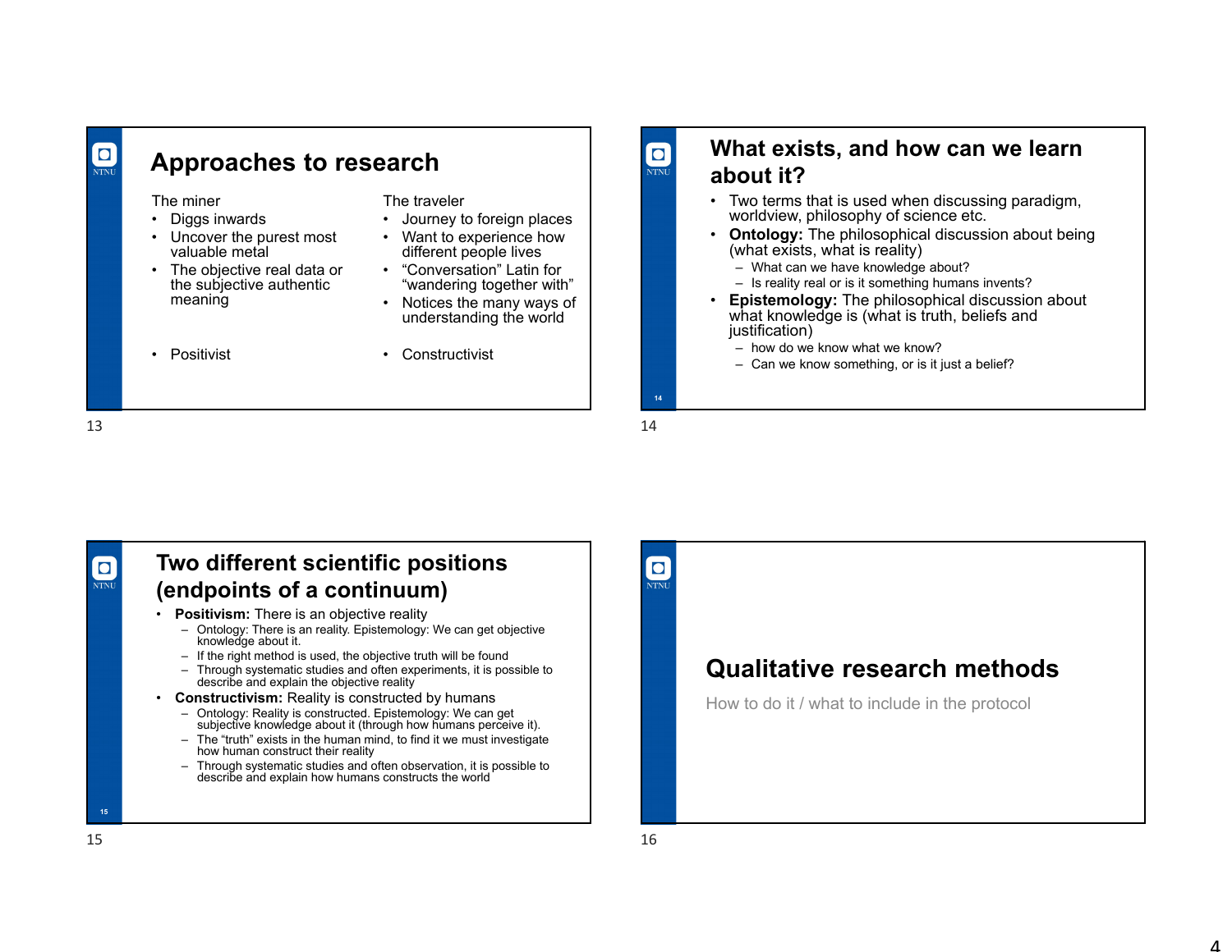## Approaches to research

The miner
- Diggs inwards
- Uncover the purest most valuable metal
- The objective real data or the subjective authentic meaning

- Positivist

The traveler
- Journey to foreign places
- Want to experience how different people lives
- "Conversation" Latin for "wandering together with"
- Notices the many ways of understanding the world

- Constructivist

## What exists, and how can we learn about it?

- Two terms that is used when discussing paradigm, worldview, philosophy of science etc.
- **Ontology:** The philosophical discussion about being (what exists, what is reality)
  - What can we have knowledge about?
  - Is reality real or is it something humans invents?
- **Epistemology:** The philosophical discussion about what knowledge is (what is truth, beliefs and justification)
  - how do we know what we know?
  - Can we know something, or is it just a belief?

## Two different scientific positions (endpoints of a continuum)

- **Positivism:** There is an objective reality
  - Ontology: There is an reality. Epistemology: We can get objective knowledge about it.
  - If the right method is used, the objective truth will be found
  - Through systematic studies and often experiments, it is possible to describe and explain the objective reality
- **Constructivism:** Reality is constructed by humans
  - Ontology: Reality is constructed. Epistemology: We can get subjective knowledge about it (through how humans perceive it).
  - The "truth" exists in the human mind, to find it we must investigate how human construct their reality
  - Through systematic studies and often observation, it is possible to describe and explain how humans constructs the world

## Qualitative research methods

How to do it / what to include in the protocol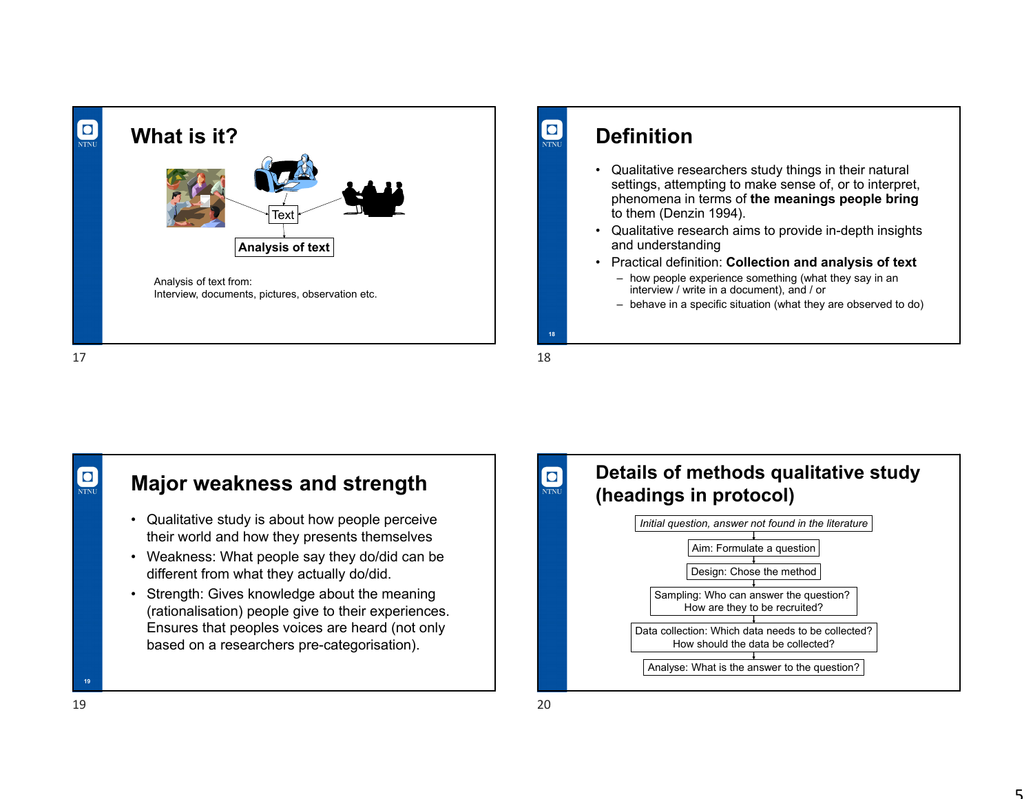## What is it?

Text

Analysis of text

Analysis of text from:
Interview, documents, pictures, observation etc.

## Definition

- Qualitative researchers study things in their natural settings, attempting to make sense of, or to interpret, phenomena in terms of **the meanings people bring** to them (Denzin 1994).
- Qualitative research aims to provide in-depth insights and understanding
- Practical definition: **Collection and analysis of text**
  - how people experience something (what they say in an interview / write in a document), and / or
  - behave in a specific situation (what they are observed to do)

## Major weakness and strength

- Qualitative study is about how people perceive their world and how they presents themselves
- Weakness: What people say they do/did can be different from what they actually do/did.
- Strength: Gives knowledge about the meaning (rationalisation) people give to their experiences. Ensures that peoples voices are heard (not only based on a researchers pre-categorisation).

## Details of methods qualitative study (headings in protocol)

*Initial question, answer not found in the literature*

Aim: Formulate a question

Design: Chose the method

Sampling: Who can answer the question? How are they to be recruited?

Data collection: Which data needs to be collected? How should the data be collected?

Analyse: What is the answer to the question?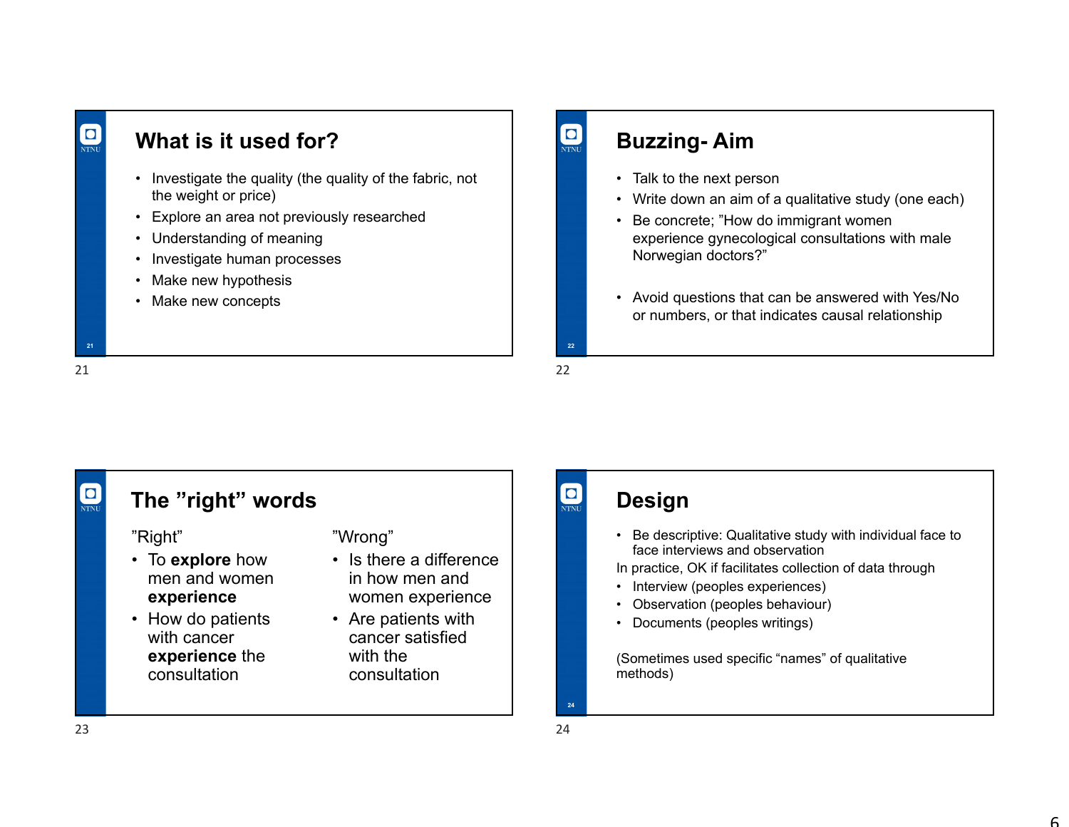## What is it used for?

- Investigate the quality (the quality of the fabric, not the weight or price)
- Explore an area not previously researched
- Understanding of meaning
- Investigate human processes
- Make new hypothesis
- Make new concepts

## Buzzing- Aim

- Talk to the next person
- Write down an aim of a qualitative study (one each)
- Be concrete; ”How do immigrant women experience gynecological consultations with male Norwegian doctors?”
- Avoid questions that can be answered with Yes/No or numbers, or that indicates causal relationship

## The ”right” words

”Right”

- To **explore** how men and women **experience**
- How do patients with cancer **experience** the consultation

”Wrong”

- Is there a difference in how men and women experience
- Are patients with cancer satisfied with the consultation

## Design

- Be descriptive: Qualitative study with individual face to face interviews and observation

In practice, OK if facilitates collection of data through

- Interview (peoples experiences)
- Observation (peoples behaviour)
- Documents (peoples writings)

(Sometimes used specific “names” of qualitative methods)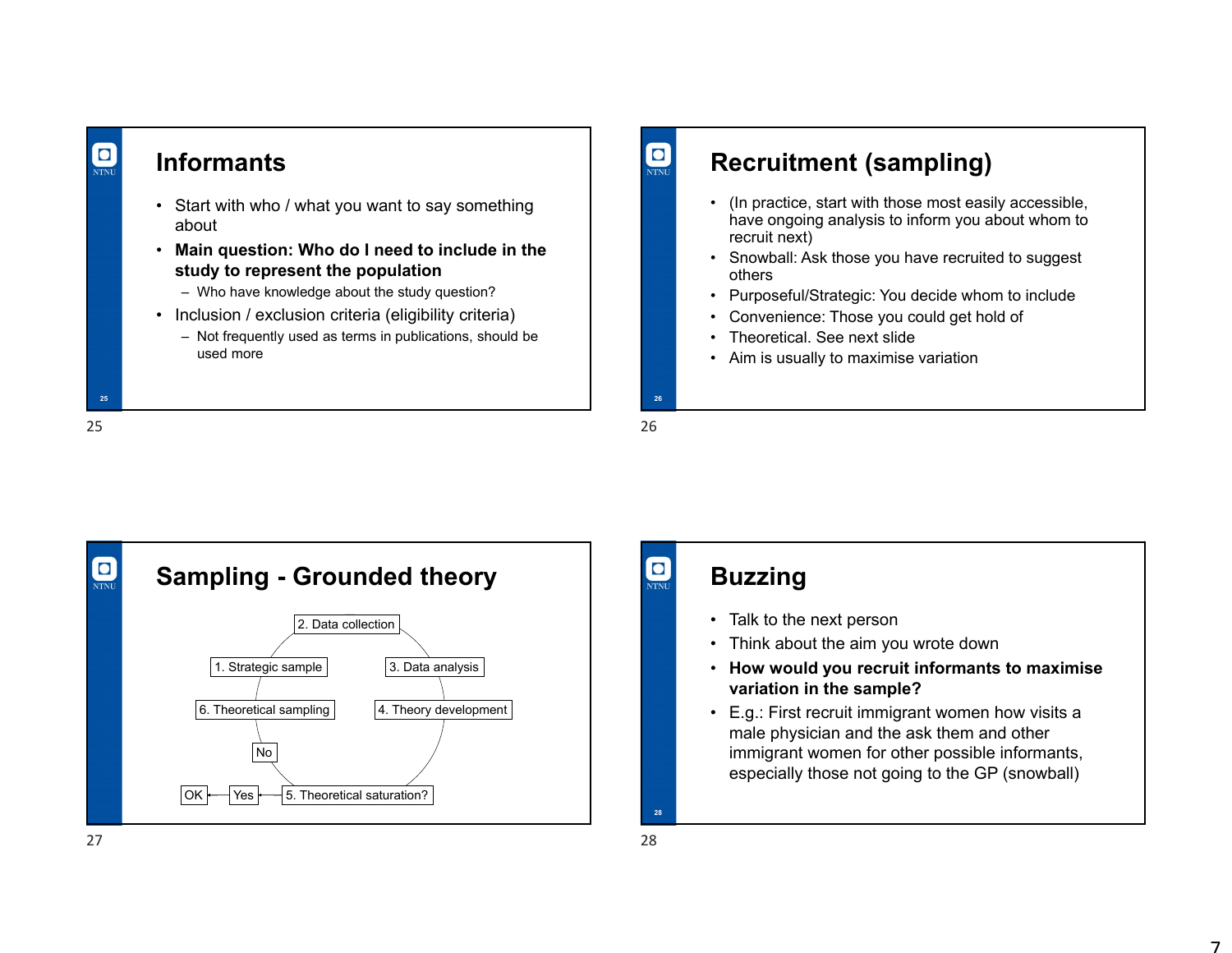## Informants

- Start with who / what you want to say something about
- **Main question: Who do I need to include in the study to represent the population**
  - Who have knowledge about the study question?
- Inclusion / exclusion criteria (eligibility criteria)
  - Not frequently used as terms in publications, should be used more

## Recruitment (sampling)

- (In practice, start with those most easily accessible, have ongoing analysis to inform you about whom to recruit next)
- Snowball: Ask those you have recruited to suggest others
- Purposeful/Strategic: You decide whom to include
- Convenience: Those you could get hold of
- Theoretical. See next slide
- Aim is usually to maximise variation

## Sampling - Grounded theory

2. Data collection
1. Strategic sample
3. Data analysis
6. Theoretical sampling
4. Theory development
No
OK
Yes
5. Theoretical saturation?

## Buzzing

- Talk to the next person
- Think about the aim you wrote down
- **How would you recruit informants to maximise variation in the sample?**
- E.g.: First recruit immigrant women how visits a male physician and the ask them and other immigrant women for other possible informants, especially those not going to the GP (snowball)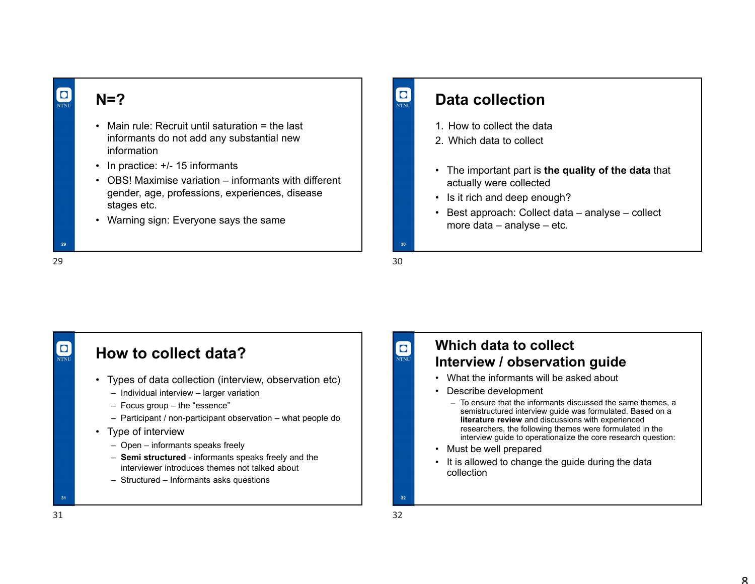## N=?

- Main rule: Recruit until saturation = the last informants do not add any substantial new information
- In practice: +/- 15 informants
- OBS! Maximise variation – informants with different gender, age, professions, experiences, disease stages etc.
- Warning sign: Everyone says the same

## Data collection

1. How to collect the data
2. Which data to collect

- The important part is **the quality of the data** that actually were collected
- Is it rich and deep enough?
- Best approach: Collect data – analyse – collect more data – analyse – etc.

## How to collect data?

- Types of data collection (interview, observation etc)
  - Individual interview – larger variation
  - Focus group – the "essence"
  - Participant / non-participant observation – what people do
- Type of interview
  - Open – informants speaks freely
  - **Semi structured** - informants speaks freely and the interviewer introduces themes not talked about
  - Structured – Informants asks questions

## Which data to collect Interview / observation guide

- What the informants will be asked about
- Describe development
  - To ensure that the informants discussed the same themes, a semistructured interview guide was formulated. Based on a **literature review** and discussions with experienced researchers, the following themes were formulated in the interview guide to operationalize the core research question:
- Must be well prepared
- It is allowed to change the guide during the data collection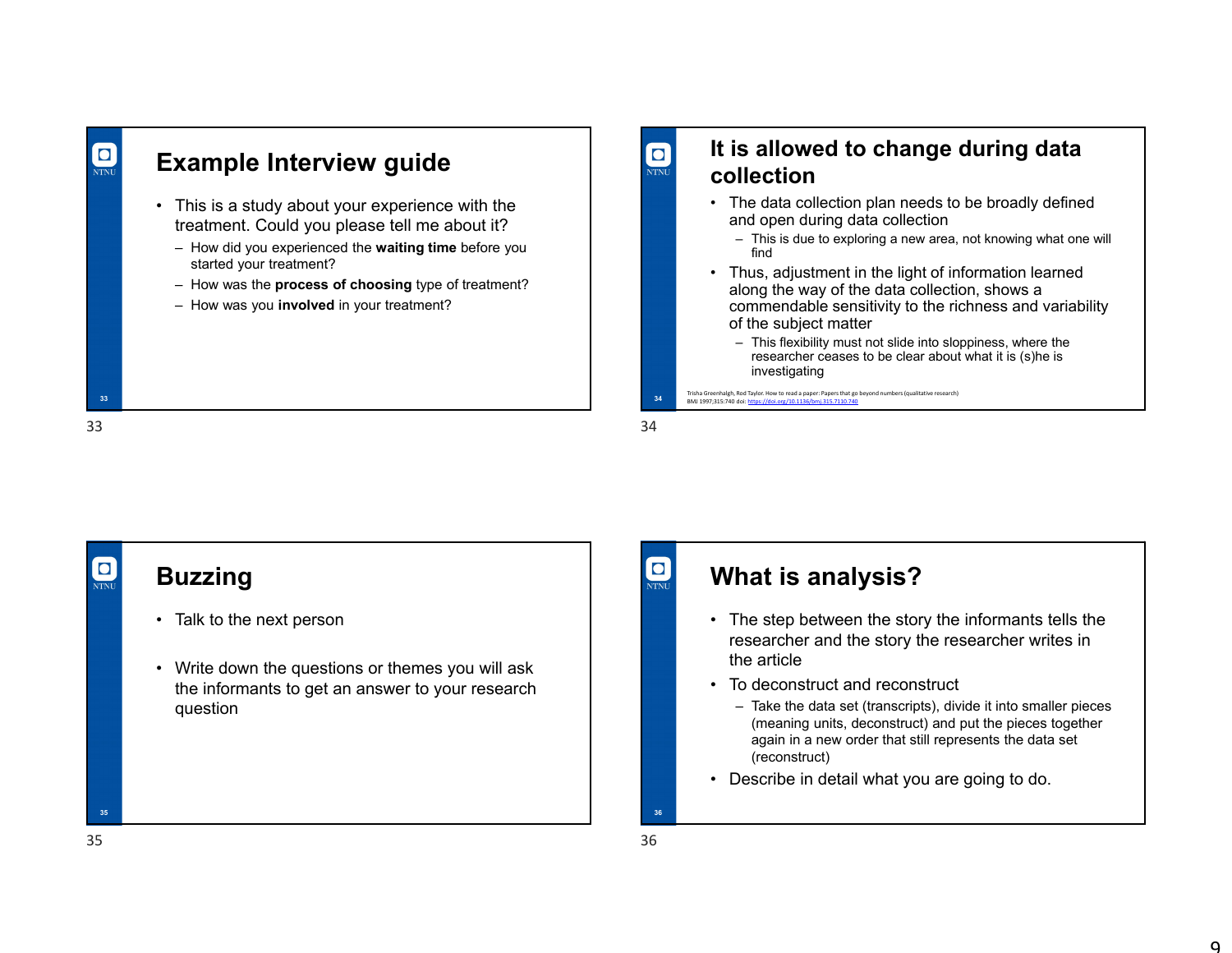## Example Interview guide

- This is a study about your experience with the treatment. Could you please tell me about it?
  - How did you experienced the **waiting time** before you started your treatment?
  - How was the **process of choosing** type of treatment?
  - How was you **involved** in your treatment?

## It is allowed to change during data collection

- The data collection plan needs to be broadly defined and open during data collection
  - This is due to exploring a new area, not knowing what one will find
- Thus, adjustment in the light of information learned along the way of the data collection, shows a commendable sensitivity to the richness and variability of the subject matter
  - This flexibility must not slide into sloppiness, where the researcher ceases to be clear about what it is (s)he is investigating

Trisha Greenhalgh, Rod Taylor. How to read a paper: Papers that go beyond numbers (qualitative research) BMJ 1997;315:740 doi: https://doi.org/10.1136/bmj.315.7110.740

## Buzzing

- Talk to the next person
- Write down the questions or themes you will ask the informants to get an answer to your research question

## What is analysis?

- The step between the story the informants tells the researcher and the story the researcher writes in the article
- To deconstruct and reconstruct
  - Take the data set (transcripts), divide it into smaller pieces (meaning units, deconstruct) and put the pieces together again in a new order that still represents the data set (reconstruct)
- Describe in detail what you are going to do.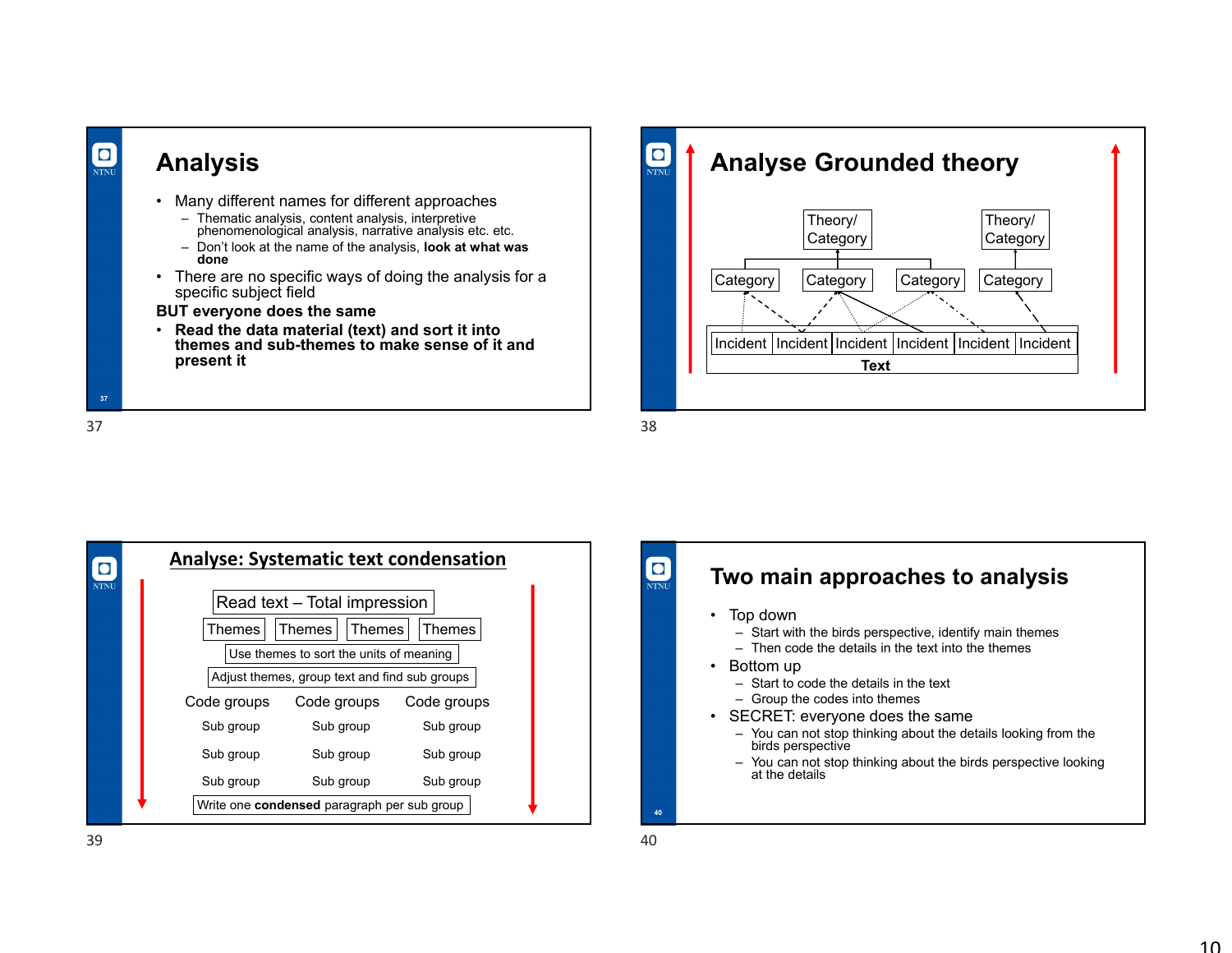## Analysis

- Many different names for different approaches
  - Thematic analysis, content analysis, interpretive phenomenological analysis, narrative analysis etc. etc.
  - Don't look at the name of the analysis, **look at what was done**
- There are no specific ways of doing the analysis for a specific subject field

**BUT everyone does the same**

- **Read the data material (text) and sort it into themes and sub-themes to make sense of it and present it**

## Analyse Grounded theory

Theory/ Category

Theory/ Category

Category

Category

Category

Category

Incident

Incident

Incident

Incident

Incident

Incident

**Text**

## Analyse: Systematic text condensation

Read text – Total impression

Themes

Themes

Themes

Themes

Use themes to sort the units of meaning

Adjust themes, group text and find sub groups

Code groups

Code groups

Code groups

Sub group

Sub group

Sub group

Sub group

Sub group

Sub group

Sub group

Sub group

Sub group

Write one **condensed** paragraph per sub group

## Two main approaches to analysis

- Top down
  - Start with the birds perspective, identify main themes
  - Then code the details in the text into the themes
- Bottom up
  - Start to code the details in the text
  - Group the codes into themes
- SECRET: everyone does the same
  - You can not stop thinking about the details looking from the birds perspective
  - You can not stop thinking about the birds perspective looking at the details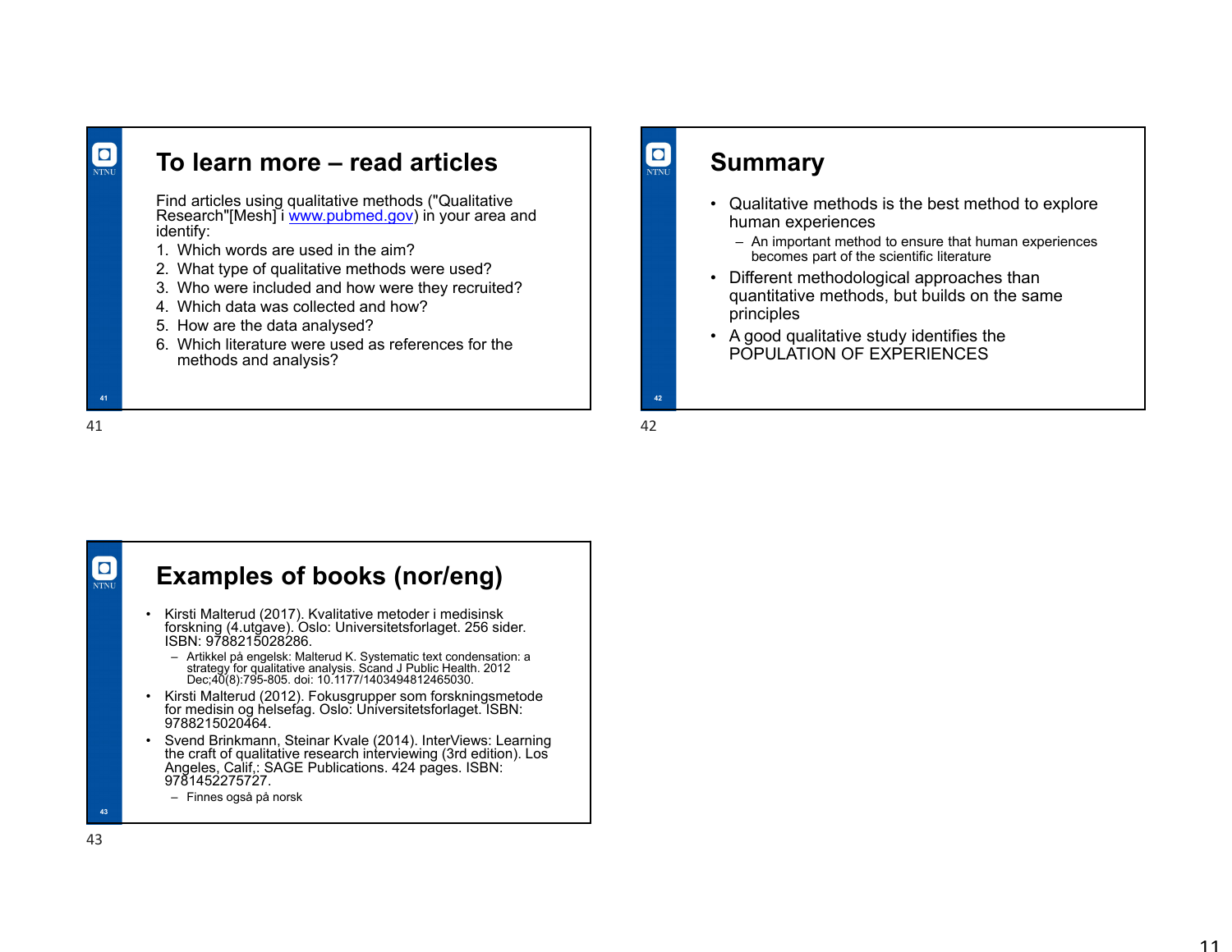## To learn more – read articles

Find articles using qualitative methods ("Qualitative Research"[Mesh] i www.pubmed.gov) in your area and identify:

1. Which words are used in the aim?
2. What type of qualitative methods were used?
3. Who were included and how were they recruited?
4. Which data was collected and how?
5. How are the data analysed?
6. Which literature were used as references for the methods and analysis?

## Summary

- Qualitative methods is the best method to explore human experiences
  - An important method to ensure that human experiences becomes part of the scientific literature
- Different methodological approaches than quantitative methods, but builds on the same principles
- A good qualitative study identifies the POPULATION OF EXPERIENCES

## Examples of books (nor/eng)

- Kirsti Malterud (2017). Kvalitative metoder i medisinsk forskning (4.utgave). Oslo: Universitetsforlaget. 256 sider. ISBN: 9788215028286.
  - Artikkel på engelsk: Malterud K. Systematic text condensation: a strategy for qualitative analysis. Scand J Public Health. 2012 Dec;40(8):795-805. doi: 10.1177/1403494812465030.
- Kirsti Malterud (2012). Fokusgrupper som forskningsmetode for medisin og helsefag. Oslo: Universitetsforlaget. ISBN: 9788215020464.
- Svend Brinkmann, Steinar Kvale (2014). InterViews: Learning the craft of qualitative research interviewing (3rd edition). Los Angeles, Calif.: SAGE Publications. 424 pages. ISBN: 9781452275727.
  - Finnes også på norsk